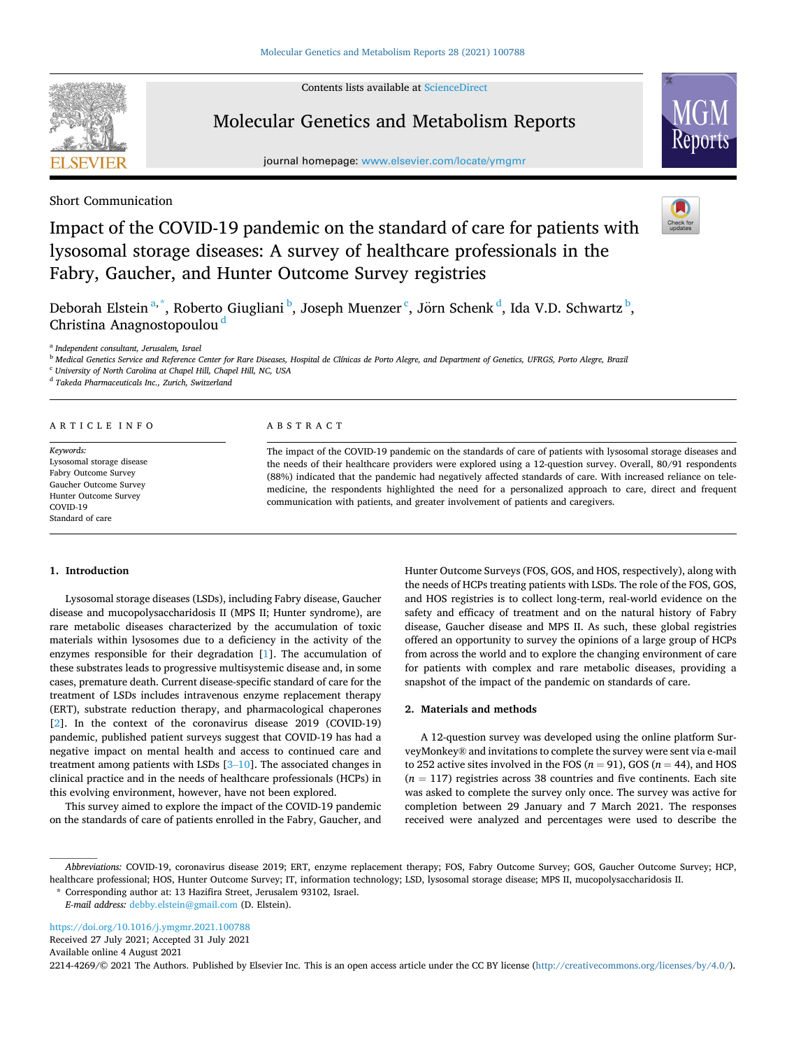Short Communication

# Impact of the COVID-19 pandemic on the standard of care for patients with lysosomal storage diseases: A survey of healthcare professionals in the Fabry, Gaucher, and Hunter Outcome Survey registries

Deborah Elstein [a,*], Roberto Giugliani [b], Joseph Muenzer [c], Jörn Schenk [d], Ida V.D. Schwartz [b], Christina Anagnostopoulou [d]

[a] Independent consultant, Jerusalem, Israel
[b] Medical Genetics Service and Reference Center for Rare Diseases, Hospital de Clínicas de Porto Alegre, and Department of Genetics, UFRGS, Porto Alegre, Brazil
[c] University of North Carolina at Chapel Hill, Chapel Hill, NC, USA
[d] Takeda Pharmaceuticals Inc., Zurich, Switzerland

## ARTICLE INFO

*Keywords:*
Lysosomal storage disease
Fabry Outcome Survey
Gaucher Outcome Survey
Hunter Outcome Survey
COVID-19
Standard of care

## ABSTRACT

The impact of the COVID-19 pandemic on the standards of care of patients with lysosomal storage diseases and the needs of their healthcare providers were explored using a 12-question survey. Overall, 80/91 respondents (88%) indicated that the pandemic had negatively affected standards of care. With increased reliance on telemedicine, the respondents highlighted the need for a personalized approach to care, direct and frequent communication with patients, and greater involvement of patients and caregivers.

## 1. Introduction

Lysosomal storage diseases (LSDs), including Fabry disease, Gaucher disease and mucopolysaccharidosis II (MPS II; Hunter syndrome), are rare metabolic diseases characterized by the accumulation of toxic materials within lysosomes due to a deficiency in the activity of the enzymes responsible for their degradation [1]. The accumulation of these substrates leads to progressive multisystemic disease and, in some cases, premature death. Current disease-specific standard of care for the treatment of LSDs includes intravenous enzyme replacement therapy (ERT), substrate reduction therapy, and pharmacological chaperones [2]. In the context of the coronavirus disease 2019 (COVID-19) pandemic, published patient surveys suggest that COVID-19 has had a negative impact on mental health and access to continued care and treatment among patients with LSDs [3–10]. The associated changes in clinical practice and in the needs of healthcare professionals (HCPs) in this evolving environment, however, have not been explored.

This survey aimed to explore the impact of the COVID-19 pandemic on the standards of care of patients enrolled in the Fabry, Gaucher, and Hunter Outcome Surveys (FOS, GOS, and HOS, respectively), along with the needs of HCPs treating patients with LSDs. The role of the FOS, GOS, and HOS registries is to collect long-term, real-world evidence on the safety and efficacy of treatment and on the natural history of Fabry disease, Gaucher disease and MPS II. As such, these global registries offered an opportunity to survey the opinions of a large group of HCPs from across the world and to explore the changing environment of care for patients with complex and rare metabolic diseases, providing a snapshot of the impact of the pandemic on standards of care.

## 2. Materials and methods

A 12-question survey was developed using the online platform SurveyMonkey® and invitations to complete the survey were sent via e-mail to 252 active sites involved in the FOS ($n = 91$), GOS ($n = 44$), and HOS ($n = 117$) registries across 38 countries and five continents. Each site was asked to complete the survey only once. The survey was active for completion between 29 January and 7 March 2021. The responses received were analyzed and percentages were used to describe the

*Abbreviations:* COVID-19, coronavirus disease 2019; ERT, enzyme replacement therapy; FOS, Fabry Outcome Survey; GOS, Gaucher Outcome Survey; HCP, healthcare professional; HOS, Hunter Outcome Survey; IT, information technology; LSD, lysosomal storage disease; MPS II, mucopolysaccharidosis II.

\* Corresponding author at: 13 Hazifira Street, Jerusalem 93102, Israel.
*E-mail address:* debby.elstein@gmail.com (D. Elstein).

https://doi.org/10.1016/j.ymgmr.2021.100788
Received 27 July 2021; Accepted 31 July 2021
Available online 4 August 2021
2214-4269/© 2021 The Authors. Published by Elsevier Inc. This is an open access article under the CC BY license (http://creativecommons.org/licenses/by/4.0/).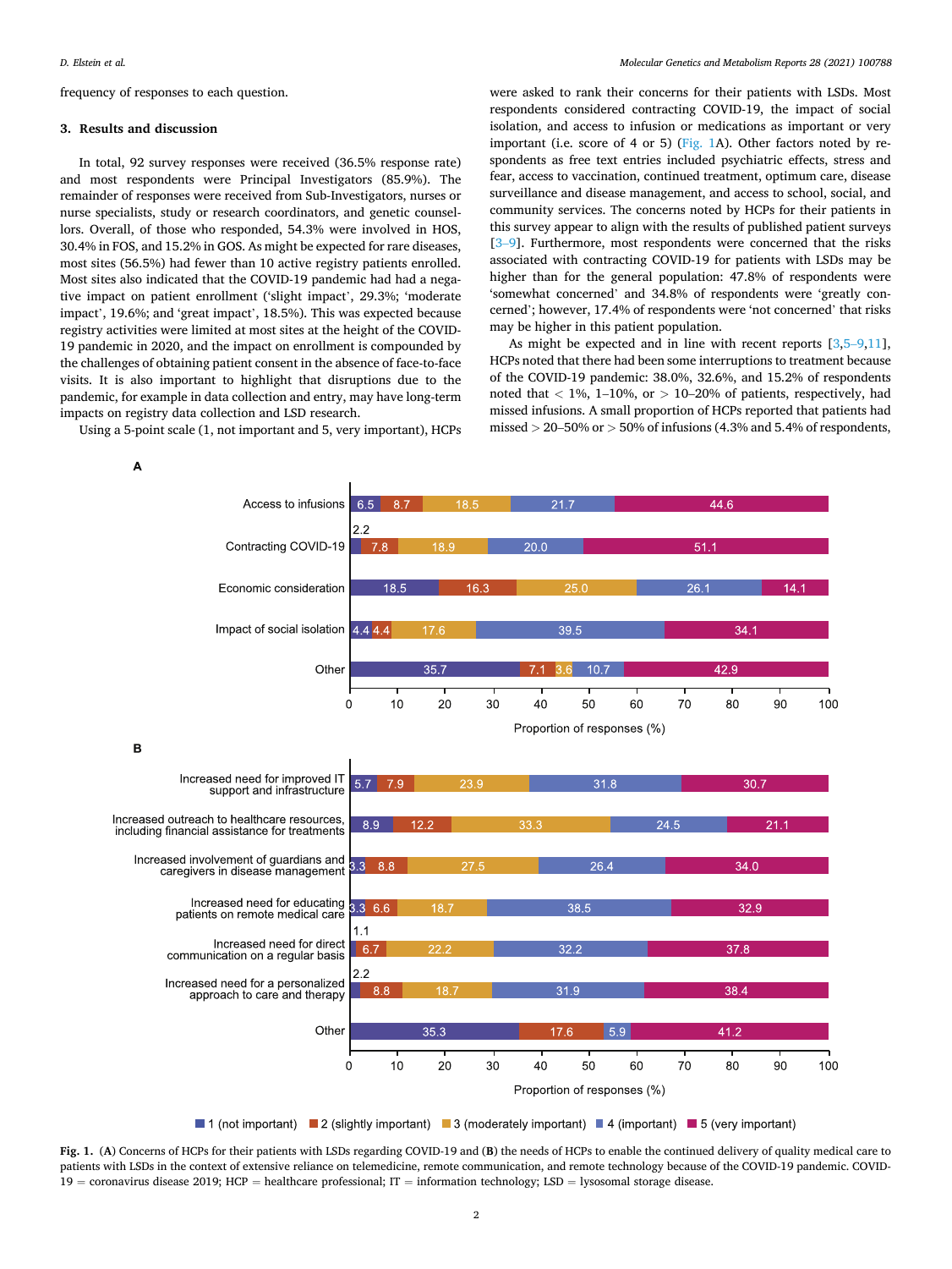frequency of responses to each question.

## 3. Results and discussion

In total, 92 survey responses were received (36.5% response rate) and most respondents were Principal Investigators (85.9%). The remainder of responses were received from Sub-Investigators, nurses or nurse specialists, study or research coordinators, and genetic counsellors. Overall, of those who responded, 54.3% were involved in HOS, 30.4% in FOS, and 15.2% in GOS. As might be expected for rare diseases, most sites (56.5%) had fewer than 10 active registry patients enrolled. Most sites also indicated that the COVID-19 pandemic had had a negative impact on patient enrollment ('slight impact', 29.3%; 'moderate impact', 19.6%; and 'great impact', 18.5%). This was expected because registry activities were limited at most sites at the height of the COVID-19 pandemic in 2020, and the impact on enrollment is compounded by the challenges of obtaining patient consent in the absence of face-to-face visits. It is also important to highlight that disruptions due to the pandemic, for example in data collection and entry, may have long-term impacts on registry data collection and LSD research.

Using a 5-point scale (1, not important and 5, very important), HCPs were asked to rank their concerns for their patients with LSDs. Most respondents considered contracting COVID-19, the impact of social isolation, and access to infusion or medications as important or very important (i.e. score of 4 or 5) (Fig. 1A). Other factors noted by respondents as free text entries included psychiatric effects, stress and fear, access to vaccination, continued treatment, optimum care, disease surveillance and disease management, and access to school, social, and community services. The concerns noted by HCPs for their patients in this survey appear to align with the results of published patient surveys [3–9]. Furthermore, most respondents were concerned that the risks associated with contracting COVID-19 for patients with LSDs may be higher than for the general population: 47.8% of respondents were 'somewhat concerned' and 34.8% of respondents were 'greatly concerned'; however, 17.4% of respondents were 'not concerned' that risks may be higher in this patient population.

As might be expected and in line with recent reports [3,5–9,11], HCPs noted that there had been some interruptions to treatment because of the COVID-19 pandemic: 38.0%, 32.6%, and 15.2% of respondents noted that < 1%, 1–10%, or > 10–20% of patients, respectively, had missed infusions. A small proportion of HCPs reported that patients had missed > 20–50% or > 50% of infusions (4.3% and 5.4% of respondents,

**A**

| Concern | 1 (not important) | 2 (slightly important) | 3 (moderately important) | 4 (important) | 5 (very important) |
|---|---|---|---|---|---|
| Access to infusions | 6.5 | 8.7 | 18.5 | 21.7 | 44.6 |
| Contracting COVID-19 | 2.2 | 7.8 | 18.9 | 20.0 | 51.1 |
| Economic consideration | 18.5 | 16.3 | 25.0 | 26.1 | 14.1 |
| Impact of social isolation | 4.4 | 4.4 | 17.6 | 39.5 | 34.1 |
| Other | 35.7 | 7.1 | 3.6 | 10.7 | 42.9 |

**B**

| Need | 1 (not important) | 2 (slightly important) | 3 (moderately important) | 4 (important) | 5 (very important) |
|---|---|---|---|---|---|
| Increased need for improved IT support and infrastructure | 5.7 | 7.9 | 23.9 | 31.8 | 30.7 |
| Increased outreach to healthcare resources, including financial assistance for treatments | 8.9 | 12.2 | 33.3 | 24.5 | 21.1 |
| Increased involvement of guardians and caregivers in disease management | 3.3 | 8.8 | 27.5 | 26.4 | 34.0 |
| Increased need for educating patients on remote medical care | 3.3 | 6.6 | 18.7 | 38.5 | 32.9 |
| Increased need for direct communication on a regular basis | 1.1 | 6.7 | 22.2 | 32.2 | 37.8 |
| Increased need for a personalized approach to care and therapy | 2.2 | 8.8 | 18.7 | 31.9 | 38.4 |
| Other | 35.3 | 17.6 | | 5.9 | 41.2 |

Proportion of responses (%)

**Fig. 1.** (**A**) Concerns of HCPs for their patients with LSDs regarding COVID-19 and (**B**) the needs of HCPs to enable the continued delivery of quality medical care to patients with LSDs in the context of extensive reliance on telemedicine, remote communication, and remote technology because of the COVID-19 pandemic. COVID-19 = coronavirus disease 2019; HCP = healthcare professional; IT = information technology; LSD = lysosomal storage disease.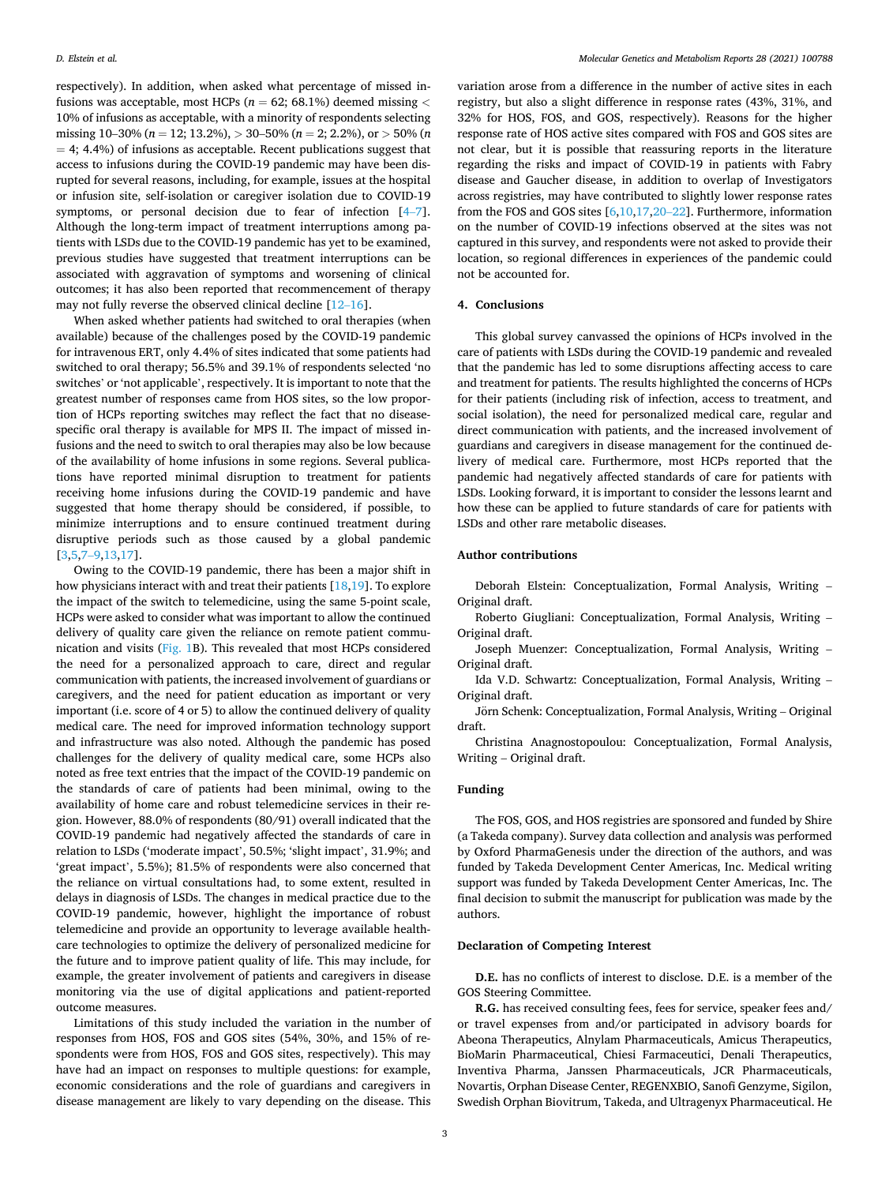respectively). In addition, when asked what percentage of missed infusions was acceptable, most HCPs ($n = 62$; 68.1%) deemed missing < 10% of infusions as acceptable, with a minority of respondents selecting missing 10–30% ($n = 12$; 13.2%), > 30–50% ($n = 2$; 2.2%), or > 50% ($n = 4$; 4.4%) of infusions as acceptable. Recent publications suggest that access to infusions during the COVID-19 pandemic may have been disrupted for several reasons, including, for example, issues at the hospital or infusion site, self-isolation or caregiver isolation due to COVID-19 symptoms, or personal decision due to fear of infection [4–7]. Although the long-term impact of treatment interruptions among patients with LSDs due to the COVID-19 pandemic has yet to be examined, previous studies have suggested that treatment interruptions can be associated with aggravation of symptoms and worsening of clinical outcomes; it has also been reported that recommencement of therapy may not fully reverse the observed clinical decline [12–16].

When asked whether patients had switched to oral therapies (when available) because of the challenges posed by the COVID-19 pandemic for intravenous ERT, only 4.4% of sites indicated that some patients had switched to oral therapy; 56.5% and 39.1% of respondents selected 'no switches' or 'not applicable', respectively. It is important to note that the greatest number of responses came from HOS sites, so the low proportion of HCPs reporting switches may reflect the fact that no disease-specific oral therapy is available for MPS II. The impact of missed infusions and the need to switch to oral therapies may also be low because of the availability of home infusions in some regions. Several publications have reported minimal disruption to treatment for patients receiving home infusions during the COVID-19 pandemic and have suggested that home therapy should be considered, if possible, to minimize interruptions and to ensure continued treatment during disruptive periods such as those caused by a global pandemic [3,5,7–9,13,17].

Owing to the COVID-19 pandemic, there has been a major shift in how physicians interact with and treat their patients [18,19]. To explore the impact of the switch to telemedicine, using the same 5-point scale, HCPs were asked to consider what was important to allow the continued delivery of quality care given the reliance on remote patient communication and visits (Fig. 1B). This revealed that most HCPs considered the need for a personalized approach to care, direct and regular communication with patients, the increased involvement of guardians or caregivers, and the need for patient education as important or very important (i.e. score of 4 or 5) to allow the continued delivery of quality medical care. The need for improved information technology support and infrastructure was also noted. Although the pandemic has posed challenges for the delivery of quality medical care, some HCPs also noted as free text entries that the impact of the COVID-19 pandemic on the standards of care of patients had been minimal, owing to the availability of home care and robust telemedicine services in their region. However, 88.0% of respondents (80/91) overall indicated that the COVID-19 pandemic had negatively affected the standards of care in relation to LSDs ('moderate impact', 50.5%; 'slight impact', 31.9%; and 'great impact', 5.5%); 81.5% of respondents were also concerned that the reliance on virtual consultations had, to some extent, resulted in delays in diagnosis of LSDs. The changes in medical practice due to the COVID-19 pandemic, however, highlight the importance of robust telemedicine and provide an opportunity to leverage available healthcare technologies to optimize the delivery of personalized medicine for the future and to improve patient quality of life. This may include, for example, the greater involvement of patients and caregivers in disease monitoring via the use of digital applications and patient-reported outcome measures.

Limitations of this study included the variation in the number of responses from HOS, FOS and GOS sites (54%, 30%, and 15% of respondents were from HOS, FOS and GOS sites, respectively). This may have had an impact on responses to multiple questions: for example, economic considerations and the role of guardians and caregivers in disease management are likely to vary depending on the disease. This variation arose from a difference in the number of active sites in each registry, but also a slight difference in response rates (43%, 31%, and 32% for HOS, FOS, and GOS, respectively). Reasons for the higher response rate of HOS active sites compared with FOS and GOS sites are not clear, but it is possible that reassuring reports in the literature regarding the risks and impact of COVID-19 in patients with Fabry disease and Gaucher disease, in addition to overlap of Investigators across registries, may have contributed to slightly lower response rates from the FOS and GOS sites [6,10,17,20–22]. Furthermore, information on the number of COVID-19 infections observed at the sites was not captured in this survey, and respondents were not asked to provide their location, so regional differences in experiences of the pandemic could not be accounted for.

## 4. Conclusions

This global survey canvassed the opinions of HCPs involved in the care of patients with LSDs during the COVID-19 pandemic and revealed that the pandemic has led to some disruptions affecting access to care and treatment for patients. The results highlighted the concerns of HCPs for their patients (including risk of infection, access to treatment, and social isolation), the need for personalized medical care, regular and direct communication with patients, and the increased involvement of guardians and caregivers in disease management for the continued delivery of medical care. Furthermore, most HCPs reported that the pandemic had negatively affected standards of care for patients with LSDs. Looking forward, it is important to consider the lessons learnt and how these can be applied to future standards of care for patients with LSDs and other rare metabolic diseases.

## Author contributions

Deborah Elstein: Conceptualization, Formal Analysis, Writing – Original draft.

Roberto Giugliani: Conceptualization, Formal Analysis, Writing – Original draft.

Joseph Muenzer: Conceptualization, Formal Analysis, Writing – Original draft.

Ida V.D. Schwartz: Conceptualization, Formal Analysis, Writing – Original draft.

Jörn Schenk: Conceptualization, Formal Analysis, Writing – Original draft.

Christina Anagnostopoulou: Conceptualization, Formal Analysis, Writing – Original draft.

## Funding

The FOS, GOS, and HOS registries are sponsored and funded by Shire (a Takeda company). Survey data collection and analysis was performed by Oxford PharmaGenesis under the direction of the authors, and was funded by Takeda Development Center Americas, Inc. Medical writing support was funded by Takeda Development Center Americas, Inc. The final decision to submit the manuscript for publication was made by the authors.

## Declaration of Competing Interest

**D.E.** has no conflicts of interest to disclose. D.E. is a member of the GOS Steering Committee.

**R.G.** has received consulting fees, fees for service, speaker fees and/or travel expenses from and/or participated in advisory boards for Abeona Therapeutics, Alnylam Pharmaceuticals, Amicus Therapeutics, BioMarin Pharmaceutical, Chiesi Farmaceutici, Denali Therapeutics, Inventiva Pharma, Janssen Pharmaceuticals, JCR Pharmaceuticals, Novartis, Orphan Disease Center, REGENXBIO, Sanofi Genzyme, Sigilon, Swedish Orphan Biovitrum, Takeda, and Ultragenyx Pharmaceutical. He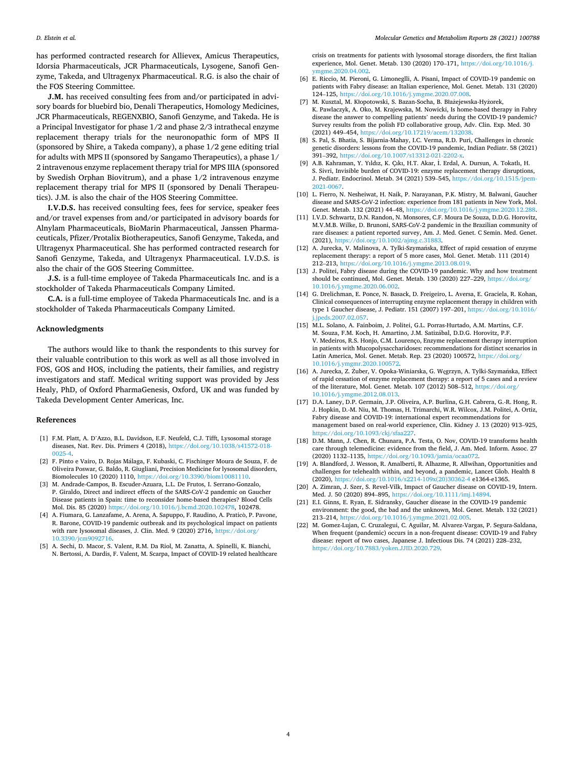has performed contracted research for Allievex, Amicus Therapeutics, Idorsia Pharmaceuticals, JCR Pharmaceuticals, Lysogene, Sanofi Genzyme, Takeda, and Ultragenyx Pharmaceutical. R.G. is also the chair of the FOS Steering Committee.

**J.M.** has received consulting fees from and/or participated in advisory boards for bluebird bio, Denali Therapeutics, Homology Medicines, JCR Pharmaceuticals, REGENXBIO, Sanofi Genzyme, and Takeda. He is a Principal Investigator for phase 1/2 and phase 2/3 intrathecal enzyme replacement therapy trials for the neuronopathic form of MPS II (sponsored by Shire, a Takeda company), a phase 1/2 gene editing trial for adults with MPS II (sponsored by Sangamo Therapeutics), a phase 1/2 intravenous enzyme replacement therapy trial for MPS IIIA (sponsored by Swedish Orphan Biovitrum), and a phase 1/2 intravenous enzyme replacement therapy trial for MPS II (sponsored by Denali Therapeutics). J.M. is also the chair of the HOS Steering Committee.

**I.V.D.S.** has received consulting fees, fees for service, speaker fees and/or travel expenses from and/or participated in advisory boards for Alnylam Pharmaceuticals, BioMarin Pharmaceutical, Janssen Pharmaceuticals, Pfizer/Protalix Biotherapeutics, Sanofi Genzyme, Takeda, and Ultragenyx Pharmaceutical. She has performed contracted research for Sanofi Genzyme, Takeda, and Ultragenyx Pharmaceutical. I.V.D.S. is also the chair of the GOS Steering Committee.

**J.S.** is a full-time employee of Takeda Pharmaceuticals Inc. and is a stockholder of Takeda Pharmaceuticals Company Limited.

**C.A.** is a full-time employee of Takeda Pharmaceuticals Inc. and is a stockholder of Takeda Pharmaceuticals Company Limited.

## Acknowledgments

The authors would like to thank the respondents to this survey for their valuable contribution to this work as well as all those involved in FOS, GOS and HOS, including the patients, their families, and registry investigators and staff. Medical writing support was provided by Jess Healy, PhD, of Oxford PharmaGenesis, Oxford, UK and was funded by Takeda Development Center Americas, Inc.

## References

[1] F.M. Platt, A. D`Azzo, B.L. Davidson, E.F. Neufeld, C.J. Tifft, Lysosomal storage diseases, Nat. Rev. Dis. Primers 4 (2018), https://doi.org/10.1038/s41572-018-0025-4.

[2] F. Pinto e Vairo, D. Rojas Málaga, F. Kubaski, C. Fischinger Moura de Souza, F. de Oliveira Poswar, G. Baldo, R. Giugliani, Precision Medicine for lysosomal disorders, Biomolecules 10 (2020) 1110, https://doi.org/10.3390/biom10081110.

[3] M. Andrade-Campos, B. Escuder-Azuara, L.L. De Frutos, I. Serrano-Gonzalo, P. Giraldo, Direct and indirect effects of the SARS-CoV-2 pandemic on Gaucher Disease patients in Spain: time to reconsider home-based therapies? Blood Cells Mol. Dis. 85 (2020) https://doi.org/10.1016/j.bcmd.2020.102478, 102478.

[4] A. Fiumara, G. Lanzafame, A. Arena, A. Sapuppo, F. Raudino, A. Praticò, P. Pavone, R. Barone, COVID-19 pandemic outbreak and its psychological impact on patients with rare lysosomal diseases, J. Clin. Med. 9 (2020) 2716, https://doi.org/10.3390/jcm9092716.

[5] A. Sechi, D. Macor, S. Valent, R.M. Da Riol, M. Zanatta, A. Spinelli, K. Bianchi, N. Bertossi, A. Dardis, F. Valent, M. Scarpa, Impact of COVID-19 related healthcare crisis on treatments for patients with lysosomal storage disorders, the first Italian experience, Mol. Genet. Metab. 130 (2020) 170–171, https://doi.org/10.1016/j.ymgme.2020.04.002.

[6] E. Riccio, M. Pieroni, G. Limonegli, A. Pisani, Impact of COVID-19 pandemic on patients with Fabry disease: an Italian experience, Mol. Genet. Metab. 131 (2020) 124–125, https://doi.org/10.1016/j.ymgme.2020.07.008.

[7] M. Kusztal, M. Kłopotowski, S. Bazan-Socha, B. Błażejewska-Hyżorek, K. Pawlaczyk, A. Oko, M. Krajewska, M. Nowicki, Is home-based therapy in Fabry disease the answer to compelling patients' needs during the COVID-19 pandemic? Survey results from the polish FD collaborative group, Adv. Clin. Exp. Med. 30 (2021) 449–454, https://doi.org/10.17219/acem/132038.

[8] S. Pal, S. Bhatia, S. Bijarnia-Mahay, I.C. Verma, R.D. Puri, Challenges in chronic genetic disorders: lessons from the COVID-19 pandemic, Indian Pediatr. 58 (2021) 391–392, https://doi.org/10.1007/s13312-021-2202-x.

[9] A.B. Kahraman, Y. Yıldız, K. Çıkı, H.T. Akar, İ. Erdal, A. Dursun, A. Tokatlı, H. S. Sivri, Invisible burden of COVID-19: enzyme replacement therapy disruptions, J. Pediatr. Endocrinol. Metab. 34 (2021) 539–545, https://doi.org/10.1515/jpem-2021-0067.

[10] L. Fierro, N. Nesheiwat, H. Naik, P. Narayanan, P.K. Mistry, M. Balwani, Gaucher disease and SARS-CoV-2 infection: experience from 181 patients in New York, Mol. Genet. Metab. 132 (2021) 44–48, https://doi.org/10.1016/j.ymgme.2020.12.288.

[11] I.V.D. Schwartz, D.N. Randon, N. Monsores, C.F. Moura De Souza, D.D.G. Horovitz, M.V.M.B. Wilke, D. Brunoni, SARS-CoV-2 pandemic in the Brazilian community of rare diseases: a patient reported survey, Am. J. Med. Genet. C Semin. Med. Genet. (2021), https://doi.org/10.1002/ajmg.c.31883.

[12] A. Jurecka, V. Malinova, A. Tylki-Szymańska, Effect of rapid cessation of enzyme replacement therapy: a report of 5 more cases, Mol. Genet. Metab. 111 (2014) 212–213, https://doi.org/10.1016/j.ymgme.2013.08.019.

[13] J. Politei, Fabry disease during the COVID-19 pandemic. Why and how treatment should be continued, Mol. Genet. Metab. 130 (2020) 227–229, https://doi.org/10.1016/j.ymgme.2020.06.002.

[14] G. Drelichman, E. Ponce, N. Basack, D. Freigeiro, L. Aversa, E. Graciela, R. Kohan, Clinical consequences of interrupting enzyme replacement therapy in children with type 1 Gaucher disease, J. Pediatr. 151 (2007) 197–201, https://doi.org/10.1016/j.jpeds.2007.02.057.

[15] M.L. Solano, A. Fainboim, J. Politei, G.L. Porras-Hurtado, A.M. Martins, C.F. M. Souza, F.M. Koch, H. Amartino, J.M. Satizábal, D.D.G. Horovitz, P.F. V. Medeiros, R.S. Honjo, C.M. Lourenço, Enzyme replacement therapy interruption in patients with Mucopolysaccharidoses: recommendations for distinct scenarios in Latin America, Mol. Genet. Metab. Rep. 23 (2020) 100572, https://doi.org/10.1016/j.ymgmr.2020.100572.

[16] A. Jurecka, Z. Żuber, V. Opoka-Winiarska, G. Węgrzyn, A. Tylki-Szymańska, Effect of rapid cessation of enzyme replacement therapy: a report of 5 cases and a review of the literature, Mol. Genet. Metab. 107 (2012) 508–512, https://doi.org/10.1016/j.ymgme.2012.08.013.

[17] D.A. Laney, D.P. Germain, J.P. Oliveira, A.P. Burlina, G.H. Cabrera, G.-R. Hong, R. J. Hopkin, D.-M. Niu, M. Thomas, H. Trimarchi, W.R. Wilcox, J.M. Politei, A. Ortiz, Fabry disease and COVID-19: international expert recommendations for management based on real-world experience, Clin. Kidney J. 13 (2020) 913–925, https://doi.org/10.1093/ckj/sfaa227.

[18] D.M. Mann, J. Chen, R. Chunara, P.A. Testa, O. Nov, COVID-19 transforms health care through telemedicine: evidence from the field, J. Am. Med. Inform. Assoc. 27 (2020) 1132–1135, https://doi.org/10.1093/jamia/ocaa072.

[19] A. Blandford, J. Wesson, R. Amalberti, R. Alhazme, R. Allwihan, Opportunities and challenges for telehealth within, and beyond, a pandemic, Lancet Glob. Health 8 (2020), https://doi.org/10.1016/s2214-109x(20)30362-4 e1364-e1365.

[20] A. Zimran, J. Szer, S. Revel-Vilk, Impact of Gaucher disease on COVID-19, Intern. Med. J. 50 (2020) 894–895, https://doi.org/10.1111/imj.14894.

[21] E.I. Ginns, E. Ryan, E. Sidransky, Gaucher disease in the COVID-19 pandemic environment: the good, the bad and the unknown, Mol. Genet. Metab. 132 (2021) 213–214, https://doi.org/10.1016/j.ymgme.2021.02.005.

[22] M. Gomez-Lujan, C. Cruzalegui, C. Aguilar, M. Alvarez-Vargas, P. Segura-Saldana, When frequent (pandemic) occurs in a non-frequent disease: COVID-19 and Fabry disease: report of two cases, Japanese J. Infectious Dis. 74 (2021) 228–232, https://doi.org/10.7883/yoken.JJID.2020.729.